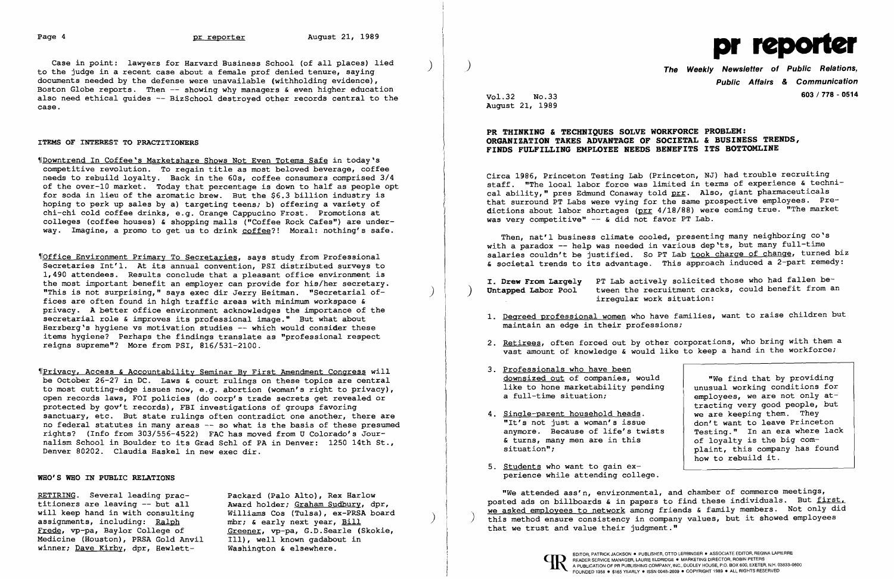Case in point: lawyers for Harvard Business School (of all places) lied to the judge in a recent case about a female prof denied tenure, saying documents needed by the defense were unavailable (withholding evidence), Boston Globe reports. Then -- showing why managers & even higher education also need ethical guides -- BizSchool destroyed other records central to the case.

## ITEMS OF INTEREST TO PRACTITIONERS

¶Downtrend In Coffee's Marketshare Shows Not Even Totems Safe in today's competitive revolution. To regain title as most beloved beverage, coffee needs to rebuild loyalty. Back in the 60s, coffee consumers comprised 3/4 of the over-10 market. Today that percentage is down to half as people opt for soda in lieu of the aromatic brew. But the $6.3 billion industry is hoping to perk up sales by a) targeting teens; b) offering a variety of chi-chi cold coffee drinks, e.g. Orange Cappucino Frost. Promotions at colleges (coffee houses) & shopping malls ("Coffee Rock Cafes") are underway. Imagine, a promo to get us to drink coffee?! Moral: nothing's safe.

¶Office Environment Primary To Secretaries, says study from Professional Secretaries Int'l. At its annual convention, PSI distributed surveys to 1,490 attendees. Results conclude that a pleasant office environment is the most important benefit an employer can provide for his/her secretary. "This is not surprising," says exec dir Jerry Heitman. "Secretarial offices are often found in high traffic areas with minimum workspace & privacy. A better office environment acknowledges the importance of the secretarial role & improves its professional image." But what about Herzberg's hygiene vs motivation studies -- which would consider these items hygiene? Perhaps the findings translate as "professional respect reigns supreme"? More from PSI, 816/531-2100.

¶Privacy, Access & Accountability Seminar By First Amendment Congress will be October 26-27 in DC. Laws & court rulings on these topics are central to most cutting-edge issues now, e.g. abortion (woman's right to privacy), open records laws, FOI policies (do corp's trade secrets get revealed or protected by gov't records), FBI investigations of groups favoring sanctuary, etc. But state rulings often contradict one another, there are no federal statutes in many areas -- so what is the basis of these presumed rights? (Info from 303/556-4522) FAC has moved from U Colorado's Journalism School in Boulder to its Grad Schl of PA in Denver: 1250 14th St., Denver 80202. Claudia Haskel in new exec dir.

## WHO'S WHO IN PUBLIC RELATIONS

RETIRING. Several leading practitioners are leaving -- but all will keep hand in with consulting assignments, including: Ralph Frede, vp-pa, Baylor College of Medicine (Houston), PRSA Gold Anvil winner; Dave Kirby, dpr, Hewlett-Packard (Palo Alto), Rex Harlow Award holder; Graham Sudbury, dpr, Williams Cos (Tulsa), ex-PRSA board mbr; & early next year, Bill Greener, vp-pa, G.D.Searle (Skokie, Ill), well known gadabout in Washington & elsewhere.

# pr reporter

**The Weekly Newsletter of Public Relations, Public Affairs & Communication**

603 / 778 - 0514

Vol.32 No.33
August 21, 1989

## PR THINKING & TECHNIQUES SOLVE WORKFORCE PROBLEM: ORGANIZATION TAKES ADVANTAGE OF SOCIETAL & BUSINESS TRENDS, FINDS FULFILLING EMPLOYEE NEEDS BENEFITS ITS BOTTOMLINE

Circa 1986, Princeton Testing Lab (Princeton, NJ) had trouble recruiting staff. "The local labor force was limited in terms of experience & technical ability," pres Edmund Conaway told prr. Also, giant pharmaceuticals that surround PT Labs were vying for the same prospective employees. Predictions about labor shortages (prr 4/18/88) were coming true. "The market was very competitive" -- & did not favor PT Lab.

Then, nat'l business climate cooled, presenting many neighboring co's with a paradox -- help was needed in various dep'ts, but many full-time salaries couldn't be justified. So PT Lab took charge of change, turned biz & societal trends to its advantage. This approach induced a 2-part remedy:

**I. Drew From Largely Untapped Labor Pool** PT Lab actively solicited those who had fallen between the recruitment cracks, could benefit from an irregular work situation:

1. Degreed professional women who have families, want to raise children but maintain an edge in their professions;
2. Retirees, often forced out by other corporations, who bring with them a vast amount of knowledge & would like to keep a hand in the workforce;
3. Professionals who have been downsized out of companies, would like to hone marketability pending a full-time situation;
4. Single-parent household heads. "It's not just a woman's issue anymore. Because of life's twists & turns, many men are in this situation";
5. Students who want to gain experience while attending college.

> "We find that by providing unusual working conditions for employees, we are not only attracting very good people, but we are keeping them. They don't want to leave Princeton Testing." In an era where lack of loyalty is the big complaint, this company has found how to rebuild it.

"We attended ass'n, environmental, and chamber of commerce meetings, posted ads on billboards & in papers to find these individuals. But first, we asked employees to network among friends & family members. Not only did this method ensure consistency in company values, but it showed employees that we trust and value their judgment."

EDITOR, PATRICK JACKSON • PUBLISHER, OTTO LERBINGER • ASSOCIATE EDITOR, REGINA LAPIERRE
READER SERVICE MANAGER, LAURIE ELDRIDGE • MARKETING DIRECTOR, ROBIN PETERS
A PUBLICATION OF PR PUBLISHING COMPANY, INC., DUDLEY HOUSE, P.O. BOX 600, EXETER, N.H. 03833-0600
FOUNDED 1958 • $165 YEARLY • ISSN 0048-2609 • COPYRIGHT 1989 • ALL RIGHTS RESERVED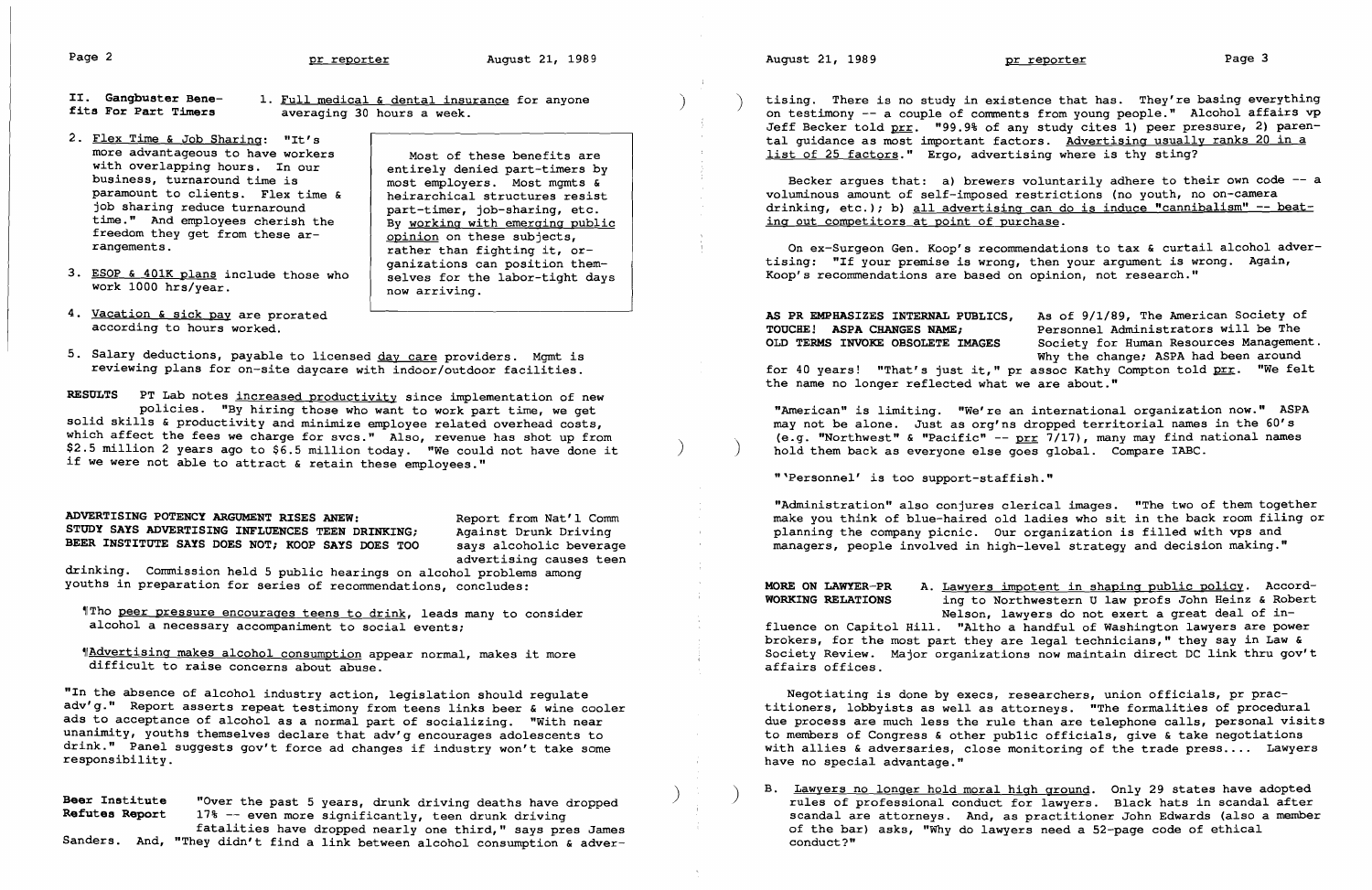**II. Gangbuster Benefits For Part Timers**

1. Full medical & dental insurance for anyone averaging 30 hours a week.

2. Flex Time & Job Sharing: "It's more advantageous to have workers with overlapping hours. In our business, turnaround time is paramount to clients. Flex time & job sharing reduce turnaround time." And employees cherish the freedom they get from these arrangements.

3. ESOP & 401K plans include those who work 1000 hrs/year.

4. Vacation & sick pay are prorated according to hours worked.

> Most of these benefits are entirely denied part-timers by most employers. Most mgmts & heirarchical structures resist part-timer, job-sharing, etc. By working with emerging public opinion on these subjects, rather than fighting it, organizations can position themselves for the labor-tight days now arriving.

5. Salary deductions, payable to licensed day care providers. Mgmt is reviewing plans for on-site daycare with indoor/outdoor facilities.

**RESULTS** PT Lab notes increased productivity since implementation of new policies. "By hiring those who want to work part time, we get solid skills & productivity and minimize employee related overhead costs, which affect the fees we charge for svcs." Also, revenue has shot up from $2.5 million 2 years ago to $6.5 million today. "We could not have done it if we were not able to attract & retain these employees."

**ADVERTISING POTENCY ARGUMENT RISES ANEW: STUDY SAYS ADVERTISING INFLUENCES TEEN DRINKING; BEER INSTITUTE SAYS DOES NOT; KOOP SAYS DOES TOO**

Report from Nat'l Comm Against Drunk Driving says alcoholic beverage advertising causes teen drinking. Commission held 5 public hearings on alcohol problems among youths in preparation for series of recommendations, concludes:

¶Tho peer pressure encourages teens to drink, leads many to consider alcohol a necessary accompaniment to social events;

¶Advertising makes alcohol consumption appear normal, makes it more difficult to raise concerns about abuse.

"In the absence of alcohol industry action, legislation should regulate adv'g." Report asserts repeat testimony from teens links beer & wine cooler ads to acceptance of alcohol as a normal part of socializing. "With near unanimity, youths themselves declare that adv'g encourages adolescents to drink." Panel suggests gov't force ad changes if industry won't take some responsibility.

**Beer Institute Refutes Report** "Over the past 5 years, drunk driving deaths have dropped 17% -- even more significantly, teen drunk driving fatalities have dropped nearly one third," says pres James Sanders. And, "They didn't find a link between alcohol consumption & advertising. There is no study in existence that has. They're basing everything on testimony -- a couple of comments from young people." Alcohol affairs vp Jeff Becker told prr. "99.9% of any study cites 1) peer pressure, 2) parental guidance as most important factors. Advertising usually ranks 20 in a list of 25 factors." Ergo, advertising where is thy sting?

Becker argues that: a) brewers voluntarily adhere to their own code -- a voluminous amount of self-imposed restrictions (no youth, no on-camera drinking, etc.); b) all advertising can do is induce "cannibalism" -- beating out competitors at point of purchase.

On ex-Surgeon Gen. Koop's recommendations to tax & curtail alcohol advertising: "If your premise is wrong, then your argument is wrong. Again, Koop's recommendations are based on opinion, not research."

**AS PR EMPHASIZES INTERNAL PUBLICS, TOUCHE! ASPA CHANGES NAME; OLD TERMS INVOKE OBSOLETE IMAGES**

As of 9/1/89, The American Society of Personnel Administrators will be The Society for Human Resources Management. Why the change; ASPA had been around for 40 years! "That's just it," pr assoc Kathy Compton told prr. "We felt the name no longer reflected what we are about."

"American" is limiting. "We're an international organization now." ASPA may not be alone. Just as org'ns dropped territorial names in the 60's (e.g. "Northwest" & "Pacific" -- prr 7/17), many may find national names hold them back as everyone else goes global. Compare IABC.

"'Personnel' is too support-staffish."

"Administration" also conjures clerical images. "The two of them together make you think of blue-haired old ladies who sit in the back room filing or planning the company picnic. Our organization is filled with vps and managers, people involved in high-level strategy and decision making."

**MORE ON LAWYER-PR WORKING RELATIONS**

A. Lawyers impotent in shaping public policy. According to Northwestern U law profs John Heinz & Robert Nelson, lawyers do not exert a great deal of influence on Capitol Hill. "Altho a handful of Washington lawyers are power brokers, for the most part they are legal technicians," they say in Law & Society Review. Major organizations now maintain direct DC link thru gov't affairs offices.

Negotiating is done by execs, researchers, union officials, pr practitioners, lobbyists as well as attorneys. "The formalities of procedural due process are much less the rule than are telephone calls, personal visits to members of Congress & other public officials, give & take negotiations with allies & adversaries, close monitoring of the trade press.... Lawyers have no special advantage."

B. Lawyers no longer hold moral high ground. Only 29 states have adopted rules of professional conduct for lawyers. Black hats in scandal after scandal are attorneys. And, as practitioner John Edwards (also a member of the bar) asks, "Why do lawyers need a 52-page code of ethical conduct?"